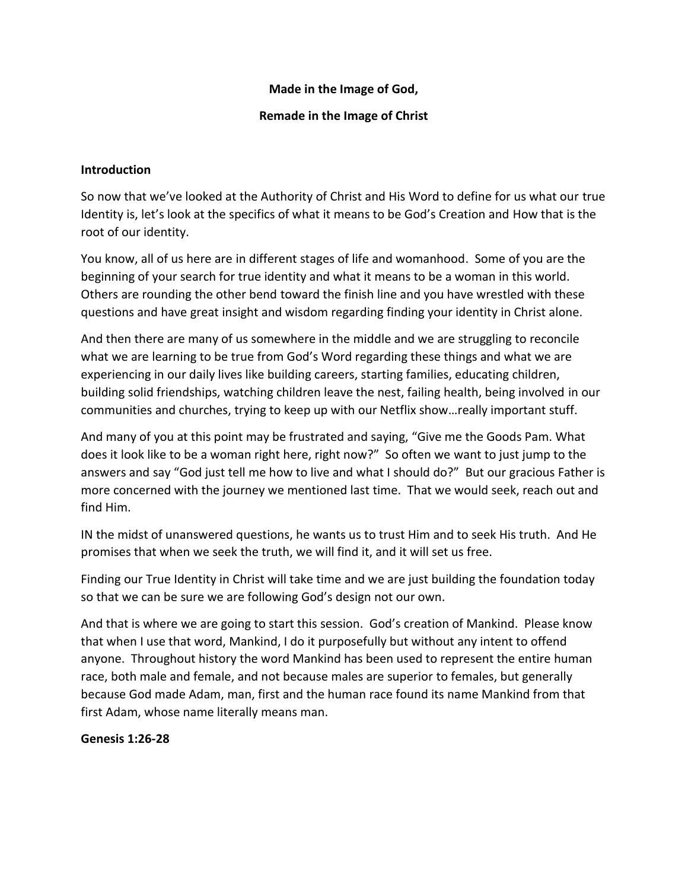**Made in the Image of God,**

**Remade in the Image of Christ**

**Introduction**

So now that we've looked at the Authority of Christ and His Word to define for us what our true Identity is, let's look at the specifics of what it means to be God's Creation and How that is the root of our identity.

You know, all of us here are in different stages of life and womanhood. Some of you are the beginning of your search for true identity and what it means to be a woman in this world. Others are rounding the other bend toward the finish line and you have wrestled with these questions and have great insight and wisdom regarding finding your identity in Christ alone.

And then there are many of us somewhere in the middle and we are struggling to reconcile what we are learning to be true from God's Word regarding these things and what we are experiencing in our daily lives like building careers, starting families, educating children, building solid friendships, watching children leave the nest, failing health, being involved in our communities and churches, trying to keep up with our Netflix show…really important stuff.

And many of you at this point may be frustrated and saying, "Give me the Goods Pam. What does it look like to be a woman right here, right now?" So often we want to just jump to the answers and say "God just tell me how to live and what I should do?" But our gracious Father is more concerned with the journey we mentioned last time. That we would seek, reach out and find Him.

IN the midst of unanswered questions, he wants us to trust Him and to seek His truth. And He promises that when we seek the truth, we will find it, and it will set us free.

Finding our True Identity in Christ will take time and we are just building the foundation today so that we can be sure we are following God's design not our own.

And that is where we are going to start this session. God's creation of Mankind. Please know that when I use that word, Mankind, I do it purposefully but without any intent to offend anyone. Throughout history the word Mankind has been used to represent the entire human race, both male and female, and not because males are superior to females, but generally because God made Adam, man, first and the human race found its name Mankind from that first Adam, whose name literally means man.

**Genesis 1:26-28**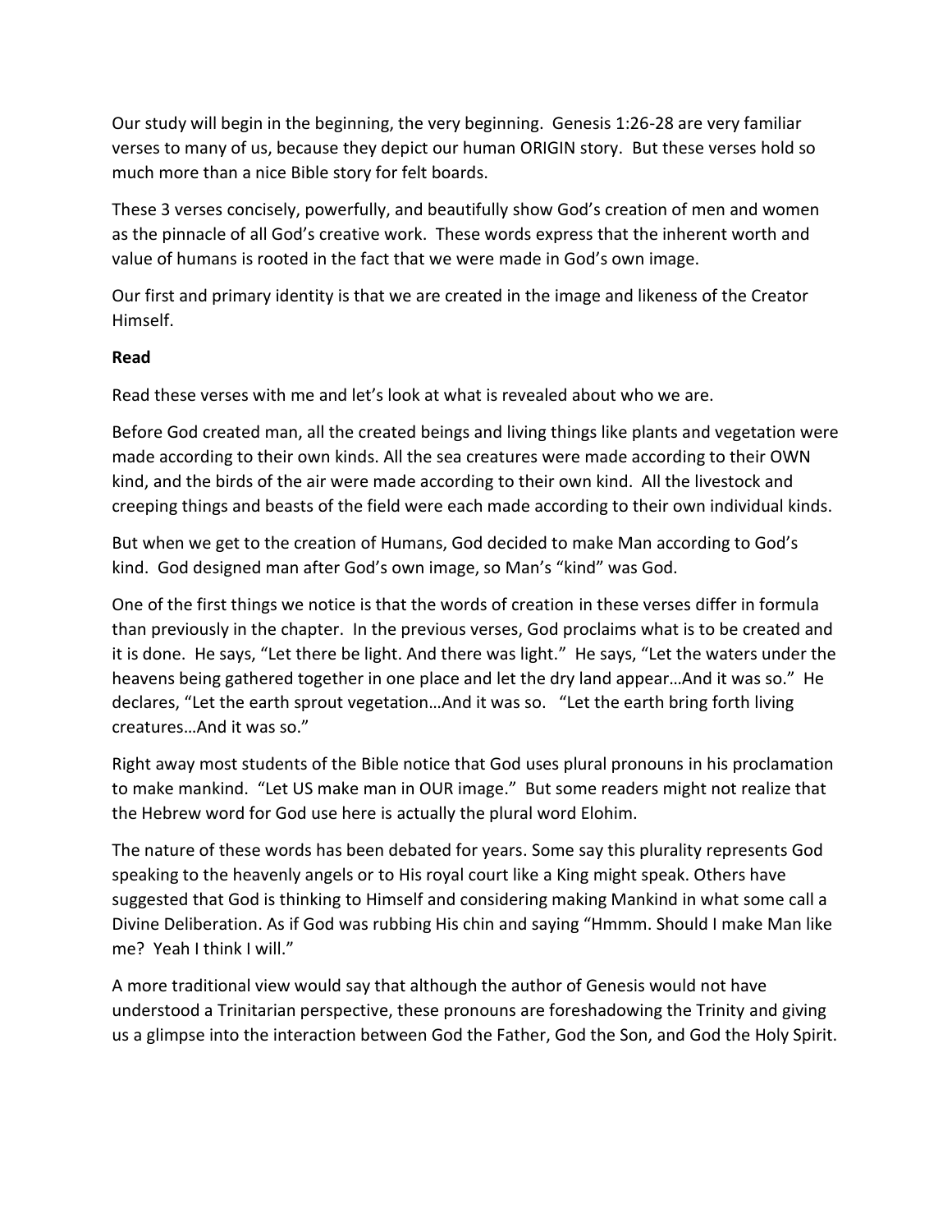Our study will begin in the beginning, the very beginning. Genesis 1:26-28 are very familiar verses to many of us, because they depict our human ORIGIN story. But these verses hold so much more than a nice Bible story for felt boards.

These 3 verses concisely, powerfully, and beautifully show God's creation of men and women as the pinnacle of all God's creative work. These words express that the inherent worth and value of humans is rooted in the fact that we were made in God's own image.

Our first and primary identity is that we are created in the image and likeness of the Creator Himself.

**Read**

Read these verses with me and let's look at what is revealed about who we are.

Before God created man, all the created beings and living things like plants and vegetation were made according to their own kinds. All the sea creatures were made according to their OWN kind, and the birds of the air were made according to their own kind. All the livestock and creeping things and beasts of the field were each made according to their own individual kinds.

But when we get to the creation of Humans, God decided to make Man according to God's kind. God designed man after God's own image, so Man's "kind" was God.

One of the first things we notice is that the words of creation in these verses differ in formula than previously in the chapter. In the previous verses, God proclaims what is to be created and it is done. He says, "Let there be light. And there was light." He says, "Let the waters under the heavens being gathered together in one place and let the dry land appear…And it was so." He declares, "Let the earth sprout vegetation…And it was so. "Let the earth bring forth living creatures…And it was so."

Right away most students of the Bible notice that God uses plural pronouns in his proclamation to make mankind. "Let US make man in OUR image." But some readers might not realize that the Hebrew word for God use here is actually the plural word Elohim.

The nature of these words has been debated for years. Some say this plurality represents God speaking to the heavenly angels or to His royal court like a King might speak. Others have suggested that God is thinking to Himself and considering making Mankind in what some call a Divine Deliberation. As if God was rubbing His chin and saying "Hmmm. Should I make Man like me? Yeah I think I will."

A more traditional view would say that although the author of Genesis would not have understood a Trinitarian perspective, these pronouns are foreshadowing the Trinity and giving us a glimpse into the interaction between God the Father, God the Son, and God the Holy Spirit.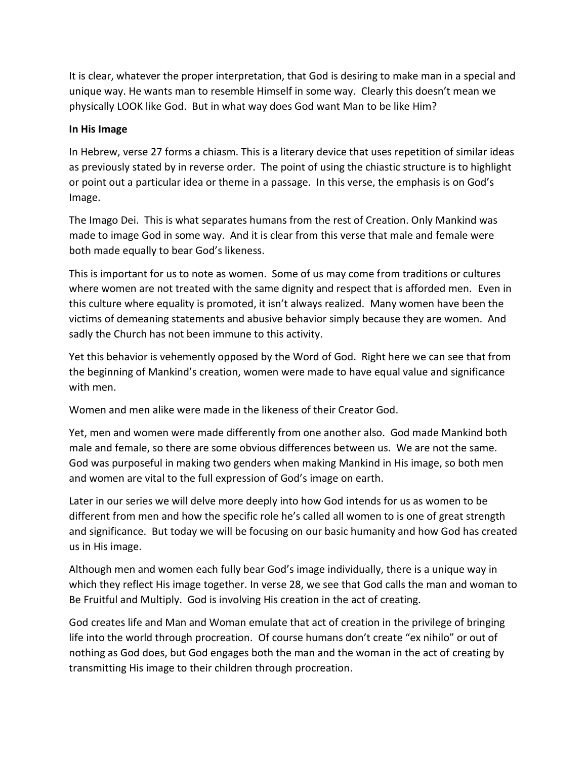It is clear, whatever the proper interpretation, that God is desiring to make man in a special and unique way. He wants man to resemble Himself in some way. Clearly this doesn't mean we physically LOOK like God. But in what way does God want Man to be like Him?

**In His Image**

In Hebrew, verse 27 forms a chiasm. This is a literary device that uses repetition of similar ideas as previously stated by in reverse order. The point of using the chiastic structure is to highlight or point out a particular idea or theme in a passage. In this verse, the emphasis is on God's Image.

The Imago Dei. This is what separates humans from the rest of Creation. Only Mankind was made to image God in some way. And it is clear from this verse that male and female were both made equally to bear God's likeness.

This is important for us to note as women. Some of us may come from traditions or cultures where women are not treated with the same dignity and respect that is afforded men. Even in this culture where equality is promoted, it isn't always realized. Many women have been the victims of demeaning statements and abusive behavior simply because they are women. And sadly the Church has not been immune to this activity.

Yet this behavior is vehemently opposed by the Word of God. Right here we can see that from the beginning of Mankind's creation, women were made to have equal value and significance with men.

Women and men alike were made in the likeness of their Creator God.

Yet, men and women were made differently from one another also. God made Mankind both male and female, so there are some obvious differences between us. We are not the same. God was purposeful in making two genders when making Mankind in His image, so both men and women are vital to the full expression of God's image on earth.

Later in our series we will delve more deeply into how God intends for us as women to be different from men and how the specific role he's called all women to is one of great strength and significance. But today we will be focusing on our basic humanity and how God has created us in His image.

Although men and women each fully bear God's image individually, there is a unique way in which they reflect His image together. In verse 28, we see that God calls the man and woman to Be Fruitful and Multiply. God is involving His creation in the act of creating.

God creates life and Man and Woman emulate that act of creation in the privilege of bringing life into the world through procreation. Of course humans don't create "ex nihilo" or out of nothing as God does, but God engages both the man and the woman in the act of creating by transmitting His image to their children through procreation.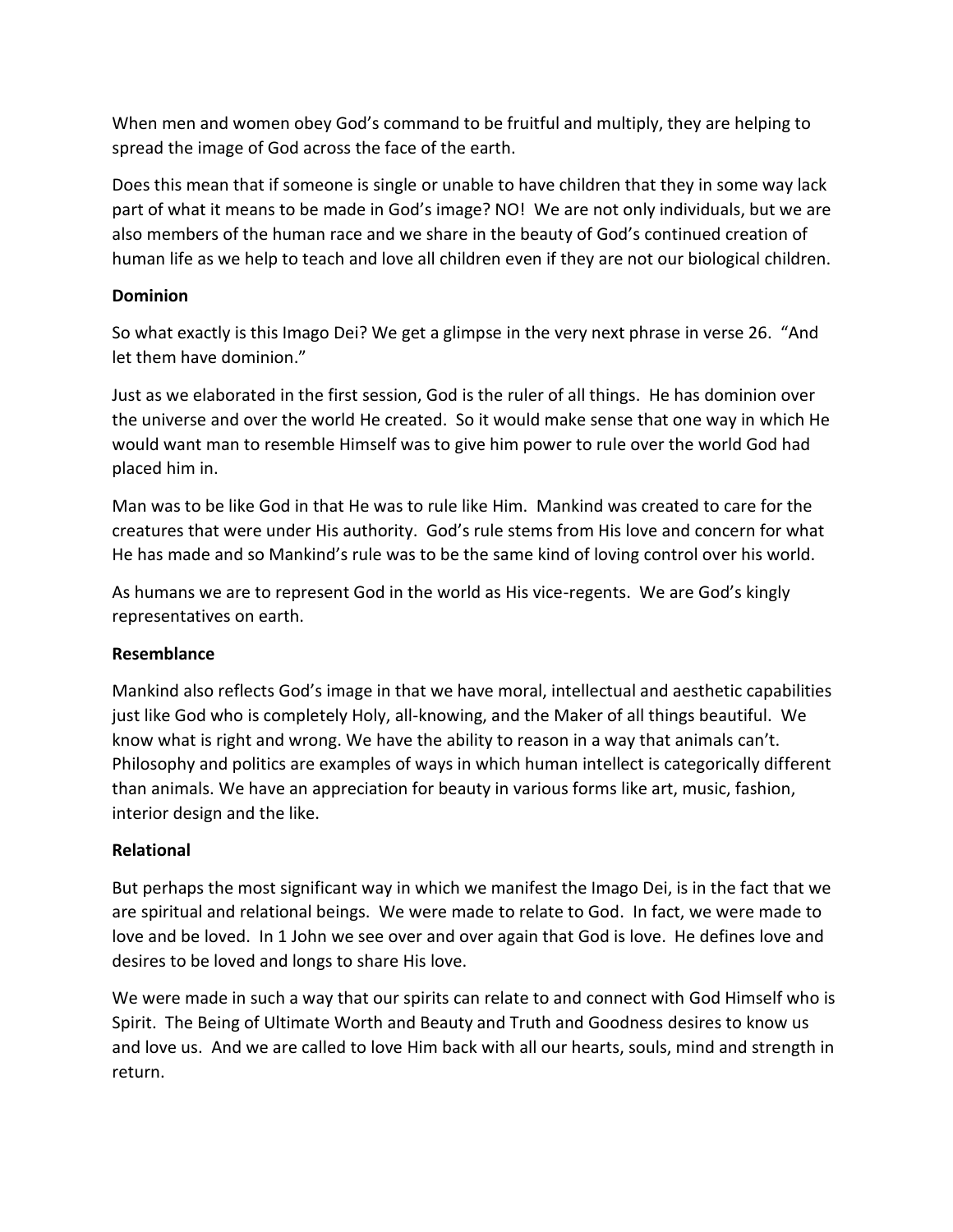When men and women obey God's command to be fruitful and multiply, they are helping to spread the image of God across the face of the earth.

Does this mean that if someone is single or unable to have children that they in some way lack part of what it means to be made in God's image? NO! We are not only individuals, but we are also members of the human race and we share in the beauty of God's continued creation of human life as we help to teach and love all children even if they are not our biological children.

**Dominion**

So what exactly is this Imago Dei? We get a glimpse in the very next phrase in verse 26. "And let them have dominion."

Just as we elaborated in the first session, God is the ruler of all things. He has dominion over the universe and over the world He created. So it would make sense that one way in which He would want man to resemble Himself was to give him power to rule over the world God had placed him in.

Man was to be like God in that He was to rule like Him. Mankind was created to care for the creatures that were under His authority. God's rule stems from His love and concern for what He has made and so Mankind's rule was to be the same kind of loving control over his world.

As humans we are to represent God in the world as His vice-regents. We are God's kingly representatives on earth.

**Resemblance**

Mankind also reflects God's image in that we have moral, intellectual and aesthetic capabilities just like God who is completely Holy, all-knowing, and the Maker of all things beautiful. We know what is right and wrong. We have the ability to reason in a way that animals can't. Philosophy and politics are examples of ways in which human intellect is categorically different than animals. We have an appreciation for beauty in various forms like art, music, fashion, interior design and the like.

**Relational**

But perhaps the most significant way in which we manifest the Imago Dei, is in the fact that we are spiritual and relational beings. We were made to relate to God. In fact, we were made to love and be loved. In 1 John we see over and over again that God is love. He defines love and desires to be loved and longs to share His love.

We were made in such a way that our spirits can relate to and connect with God Himself who is Spirit. The Being of Ultimate Worth and Beauty and Truth and Goodness desires to know us and love us. And we are called to love Him back with all our hearts, souls, mind and strength in return.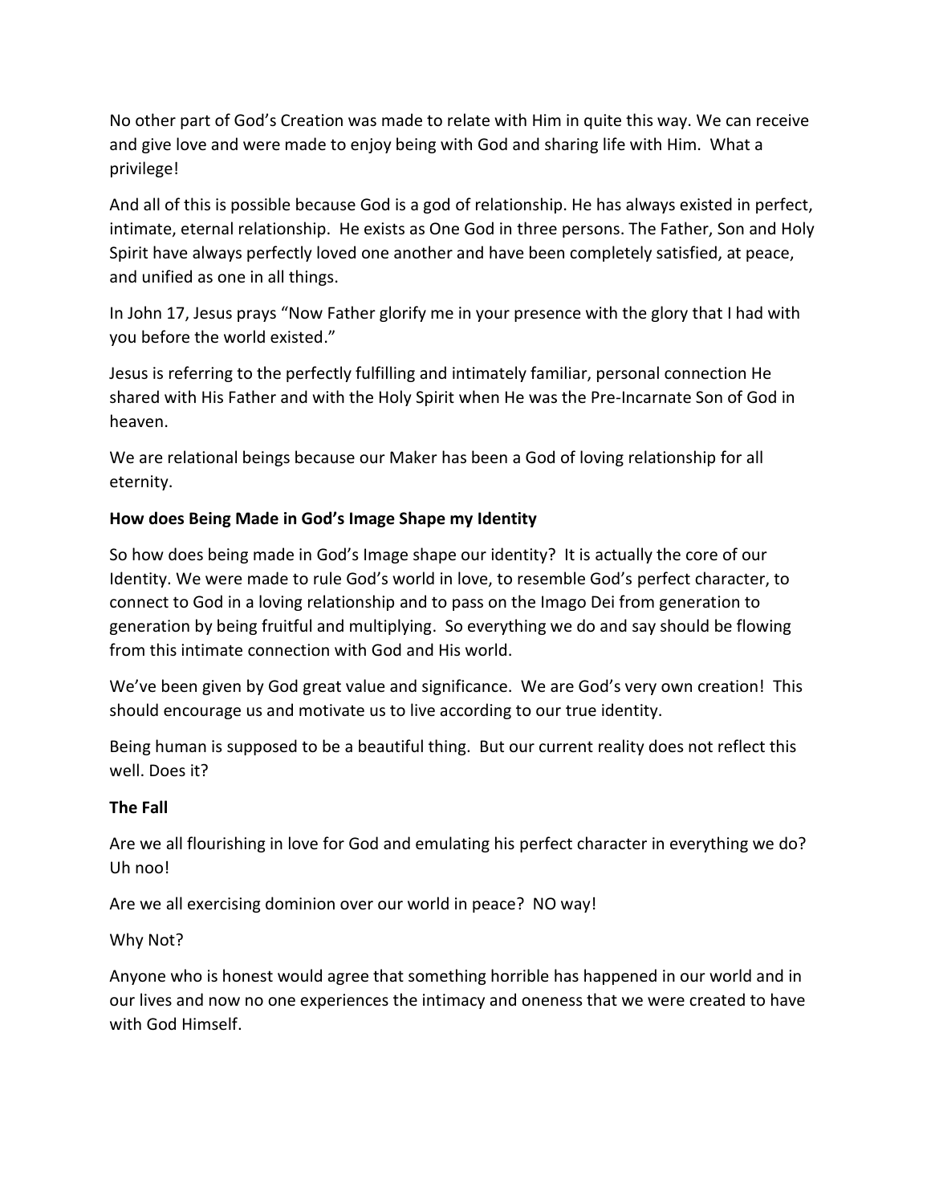No other part of God's Creation was made to relate with Him in quite this way. We can receive and give love and were made to enjoy being with God and sharing life with Him. What a privilege!

And all of this is possible because God is a god of relationship. He has always existed in perfect, intimate, eternal relationship. He exists as One God in three persons. The Father, Son and Holy Spirit have always perfectly loved one another and have been completely satisfied, at peace, and unified as one in all things.

In John 17, Jesus prays "Now Father glorify me in your presence with the glory that I had with you before the world existed."

Jesus is referring to the perfectly fulfilling and intimately familiar, personal connection He shared with His Father and with the Holy Spirit when He was the Pre-Incarnate Son of God in heaven.

We are relational beings because our Maker has been a God of loving relationship for all eternity.

**How does Being Made in God's Image Shape my Identity**

So how does being made in God's Image shape our identity? It is actually the core of our Identity. We were made to rule God's world in love, to resemble God's perfect character, to connect to God in a loving relationship and to pass on the Imago Dei from generation to generation by being fruitful and multiplying. So everything we do and say should be flowing from this intimate connection with God and His world.

We've been given by God great value and significance. We are God's very own creation! This should encourage us and motivate us to live according to our true identity.

Being human is supposed to be a beautiful thing. But our current reality does not reflect this well. Does it?

**The Fall**

Are we all flourishing in love for God and emulating his perfect character in everything we do? Uh noo!

Are we all exercising dominion over our world in peace? NO way!

Why Not?

Anyone who is honest would agree that something horrible has happened in our world and in our lives and now no one experiences the intimacy and oneness that we were created to have with God Himself.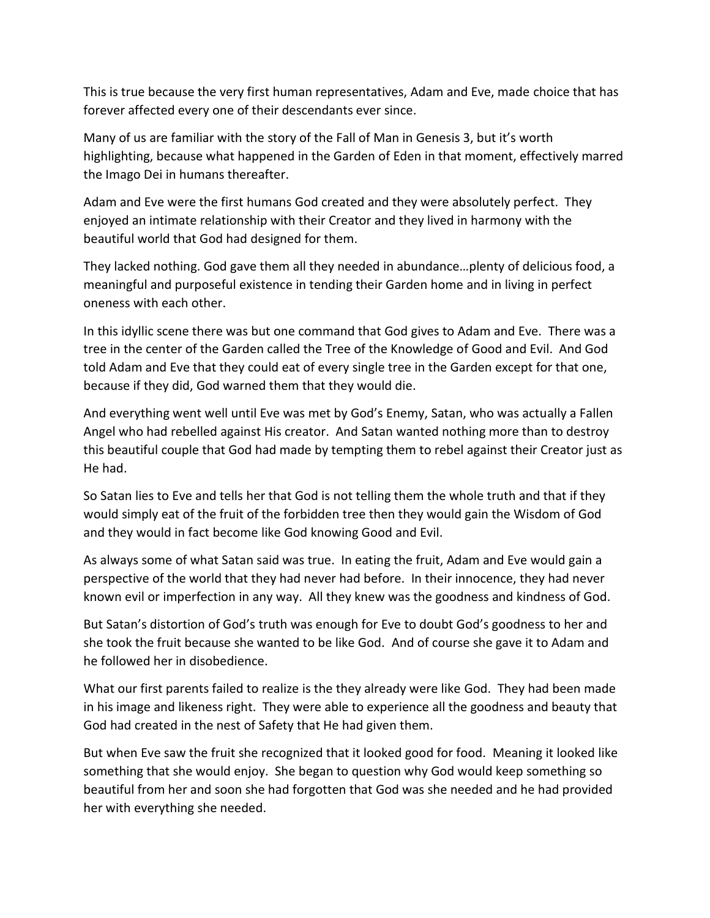This is true because the very first human representatives, Adam and Eve, made choice that has forever affected every one of their descendants ever since.

Many of us are familiar with the story of the Fall of Man in Genesis 3, but it's worth highlighting, because what happened in the Garden of Eden in that moment, effectively marred the Imago Dei in humans thereafter.

Adam and Eve were the first humans God created and they were absolutely perfect. They enjoyed an intimate relationship with their Creator and they lived in harmony with the beautiful world that God had designed for them.

They lacked nothing. God gave them all they needed in abundance…plenty of delicious food, a meaningful and purposeful existence in tending their Garden home and in living in perfect oneness with each other.

In this idyllic scene there was but one command that God gives to Adam and Eve. There was a tree in the center of the Garden called the Tree of the Knowledge of Good and Evil. And God told Adam and Eve that they could eat of every single tree in the Garden except for that one, because if they did, God warned them that they would die.

And everything went well until Eve was met by God's Enemy, Satan, who was actually a Fallen Angel who had rebelled against His creator. And Satan wanted nothing more than to destroy this beautiful couple that God had made by tempting them to rebel against their Creator just as He had.

So Satan lies to Eve and tells her that God is not telling them the whole truth and that if they would simply eat of the fruit of the forbidden tree then they would gain the Wisdom of God and they would in fact become like God knowing Good and Evil.

As always some of what Satan said was true. In eating the fruit, Adam and Eve would gain a perspective of the world that they had never had before. In their innocence, they had never known evil or imperfection in any way. All they knew was the goodness and kindness of God.

But Satan's distortion of God's truth was enough for Eve to doubt God's goodness to her and she took the fruit because she wanted to be like God. And of course she gave it to Adam and he followed her in disobedience.

What our first parents failed to realize is the they already were like God. They had been made in his image and likeness right. They were able to experience all the goodness and beauty that God had created in the nest of Safety that He had given them.

But when Eve saw the fruit she recognized that it looked good for food. Meaning it looked like something that she would enjoy. She began to question why God would keep something so beautiful from her and soon she had forgotten that God was she needed and he had provided her with everything she needed.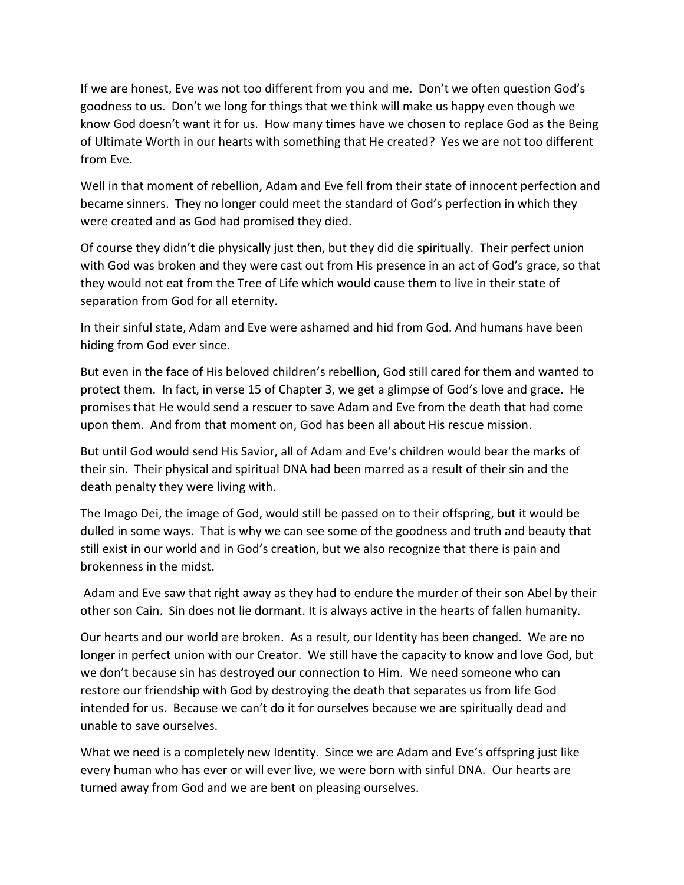If we are honest, Eve was not too different from you and me. Don't we often question God's goodness to us. Don't we long for things that we think will make us happy even though we know God doesn't want it for us. How many times have we chosen to replace God as the Being of Ultimate Worth in our hearts with something that He created? Yes we are not too different from Eve.

Well in that moment of rebellion, Adam and Eve fell from their state of innocent perfection and became sinners. They no longer could meet the standard of God's perfection in which they were created and as God had promised they died.

Of course they didn't die physically just then, but they did die spiritually. Their perfect union with God was broken and they were cast out from His presence in an act of God's grace, so that they would not eat from the Tree of Life which would cause them to live in their state of separation from God for all eternity.

In their sinful state, Adam and Eve were ashamed and hid from God. And humans have been hiding from God ever since.

But even in the face of His beloved children's rebellion, God still cared for them and wanted to protect them. In fact, in verse 15 of Chapter 3, we get a glimpse of God's love and grace. He promises that He would send a rescuer to save Adam and Eve from the death that had come upon them. And from that moment on, God has been all about His rescue mission.

But until God would send His Savior, all of Adam and Eve's children would bear the marks of their sin. Their physical and spiritual DNA had been marred as a result of their sin and the death penalty they were living with.

The Imago Dei, the image of God, would still be passed on to their offspring, but it would be dulled in some ways. That is why we can see some of the goodness and truth and beauty that still exist in our world and in God's creation, but we also recognize that there is pain and brokenness in the midst.

Adam and Eve saw that right away as they had to endure the murder of their son Abel by their other son Cain. Sin does not lie dormant. It is always active in the hearts of fallen humanity.

Our hearts and our world are broken. As a result, our Identity has been changed. We are no longer in perfect union with our Creator. We still have the capacity to know and love God, but we don't because sin has destroyed our connection to Him. We need someone who can restore our friendship with God by destroying the death that separates us from life God intended for us. Because we can't do it for ourselves because we are spiritually dead and unable to save ourselves.

What we need is a completely new Identity. Since we are Adam and Eve's offspring just like every human who has ever or will ever live, we were born with sinful DNA. Our hearts are turned away from God and we are bent on pleasing ourselves.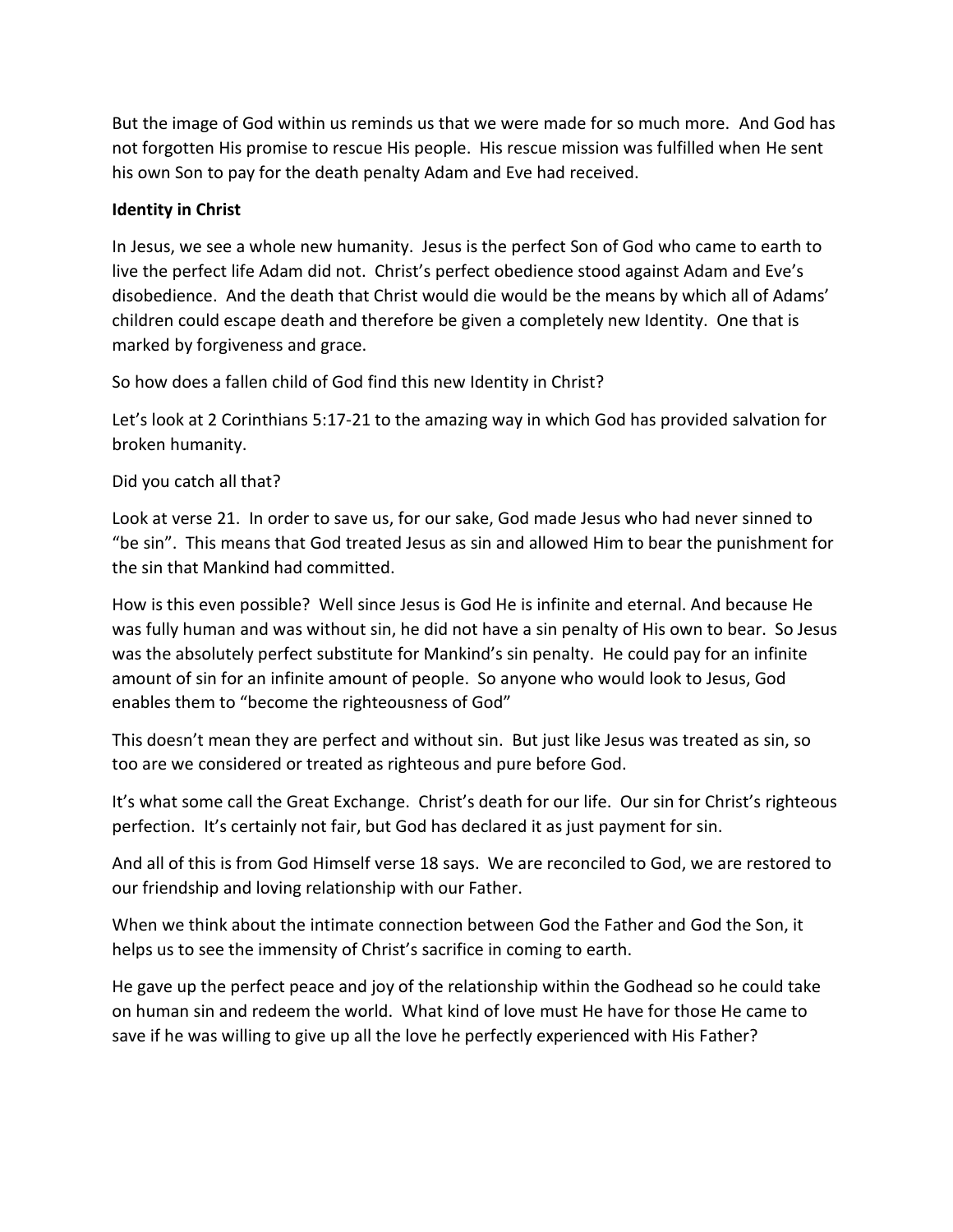But the image of God within us reminds us that we were made for so much more. And God has not forgotten His promise to rescue His people. His rescue mission was fulfilled when He sent his own Son to pay for the death penalty Adam and Eve had received.

**Identity in Christ**

In Jesus, we see a whole new humanity. Jesus is the perfect Son of God who came to earth to live the perfect life Adam did not. Christ's perfect obedience stood against Adam and Eve's disobedience. And the death that Christ would die would be the means by which all of Adams' children could escape death and therefore be given a completely new Identity. One that is marked by forgiveness and grace.

So how does a fallen child of God find this new Identity in Christ?

Let's look at 2 Corinthians 5:17-21 to the amazing way in which God has provided salvation for broken humanity.

Did you catch all that?

Look at verse 21. In order to save us, for our sake, God made Jesus who had never sinned to "be sin". This means that God treated Jesus as sin and allowed Him to bear the punishment for the sin that Mankind had committed.

How is this even possible? Well since Jesus is God He is infinite and eternal. And because He was fully human and was without sin, he did not have a sin penalty of His own to bear. So Jesus was the absolutely perfect substitute for Mankind's sin penalty. He could pay for an infinite amount of sin for an infinite amount of people. So anyone who would look to Jesus, God enables them to "become the righteousness of God"

This doesn't mean they are perfect and without sin. But just like Jesus was treated as sin, so too are we considered or treated as righteous and pure before God.

It's what some call the Great Exchange. Christ's death for our life. Our sin for Christ's righteous perfection. It's certainly not fair, but God has declared it as just payment for sin.

And all of this is from God Himself verse 18 says. We are reconciled to God, we are restored to our friendship and loving relationship with our Father.

When we think about the intimate connection between God the Father and God the Son, it helps us to see the immensity of Christ's sacrifice in coming to earth.

He gave up the perfect peace and joy of the relationship within the Godhead so he could take on human sin and redeem the world. What kind of love must He have for those He came to save if he was willing to give up all the love he perfectly experienced with His Father?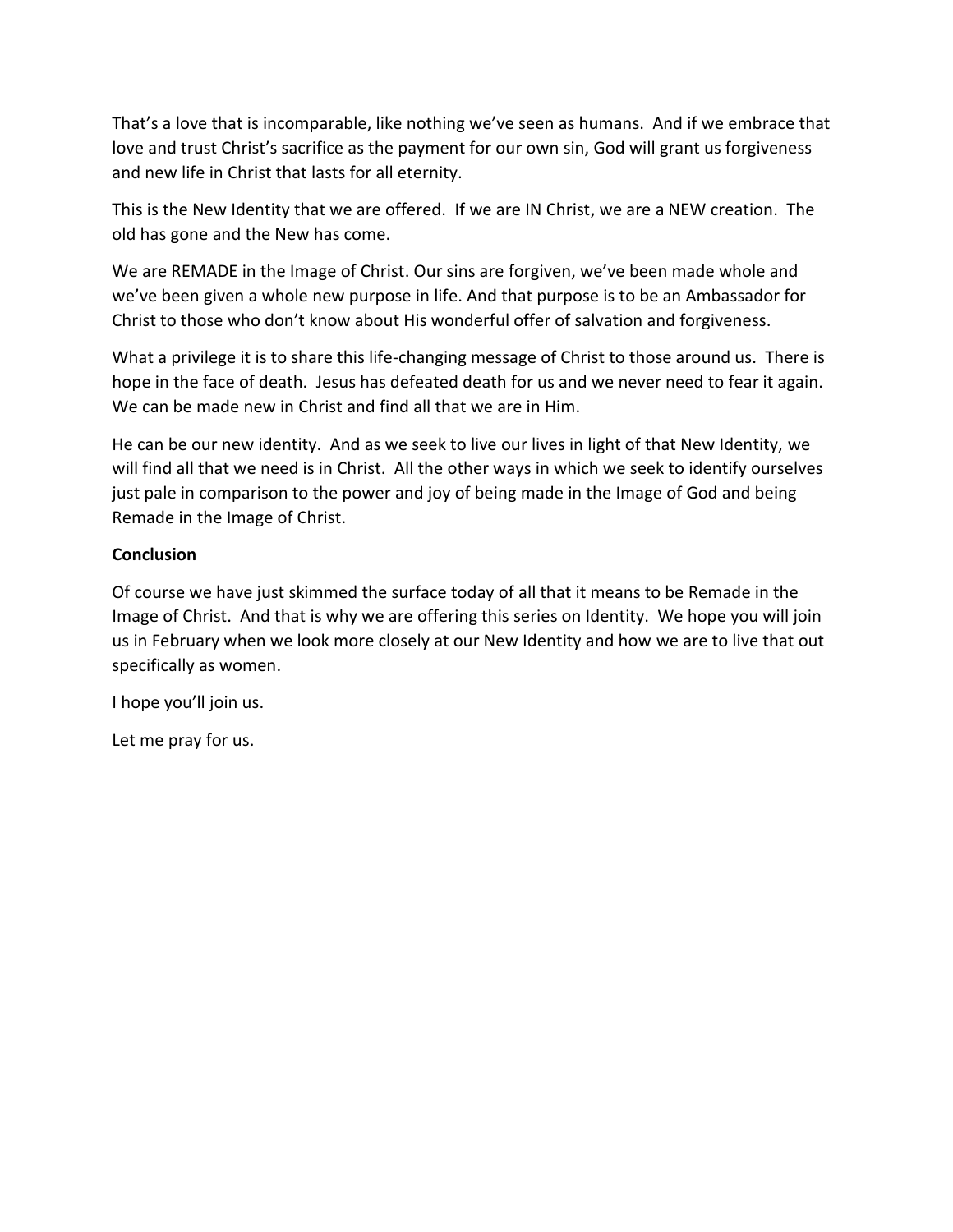That's a love that is incomparable, like nothing we've seen as humans. And if we embrace that love and trust Christ's sacrifice as the payment for our own sin, God will grant us forgiveness and new life in Christ that lasts for all eternity.

This is the New Identity that we are offered. If we are IN Christ, we are a NEW creation. The old has gone and the New has come.

We are REMADE in the Image of Christ. Our sins are forgiven, we've been made whole and we've been given a whole new purpose in life. And that purpose is to be an Ambassador for Christ to those who don't know about His wonderful offer of salvation and forgiveness.

What a privilege it is to share this life-changing message of Christ to those around us. There is hope in the face of death. Jesus has defeated death for us and we never need to fear it again. We can be made new in Christ and find all that we are in Him.

He can be our new identity. And as we seek to live our lives in light of that New Identity, we will find all that we need is in Christ. All the other ways in which we seek to identify ourselves just pale in comparison to the power and joy of being made in the Image of God and being Remade in the Image of Christ.

**Conclusion**

Of course we have just skimmed the surface today of all that it means to be Remade in the Image of Christ. And that is why we are offering this series on Identity. We hope you will join us in February when we look more closely at our New Identity and how we are to live that out specifically as women.

I hope you'll join us.

Let me pray for us.